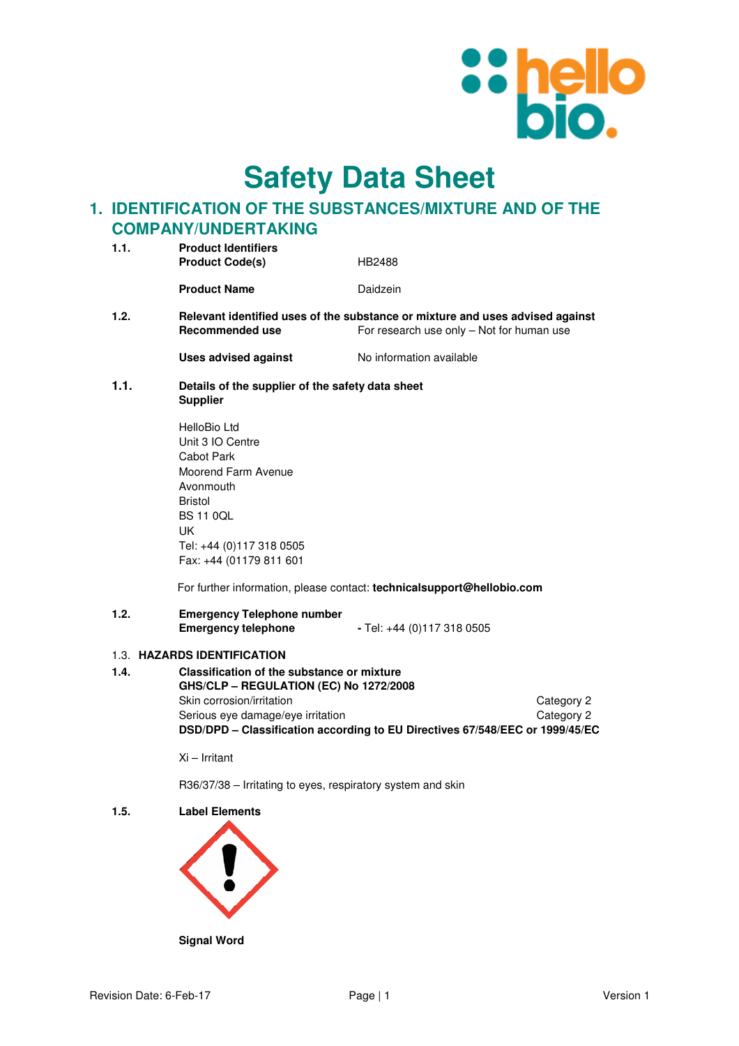# Safety Data Sheet

## 1. IDENTIFICATION OF THE SUBSTANCES/MIXTURE AND OF THE COMPANY/UNDERTAKING

**1.1. Product Identifiers**

**Product Code(s)** HB2488

**Product Name** Daidzein

**1.2. Relevant identified uses of the substance or mixture and uses advised against**

**Recommended use** For research use only – Not for human use

**Uses advised against** No information available

**1.1. Details of the supplier of the safety data sheet**

**Supplier**

HelloBio Ltd
Unit 3 IO Centre
Cabot Park
Moorend Farm Avenue
Avonmouth
Bristol
BS 11 0QL
UK
Tel: +44 (0)117 318 0505
Fax: +44 (01179 811 601

For further information, please contact: **technicalsupport@hellobio.com**

**1.2. Emergency Telephone number**

**Emergency telephone** - Tel: +44 (0)117 318 0505

1.3. **HAZARDS IDENTIFICATION**

**1.4. Classification of the substance or mixture**

**GHS/CLP – REGULATION (EC) No 1272/2008**

| | |
|---|---|
| Skin corrosion/irritation | Category 2 |
| Serious eye damage/eye irritation | Category 2 |

**DSD/DPD – Classification according to EU Directives 67/548/EEC or 1999/45/EC**

Xi – Irritant

R36/37/38 – Irritating to eyes, respiratory system and skin

**1.5. Label Elements**

**Signal Word**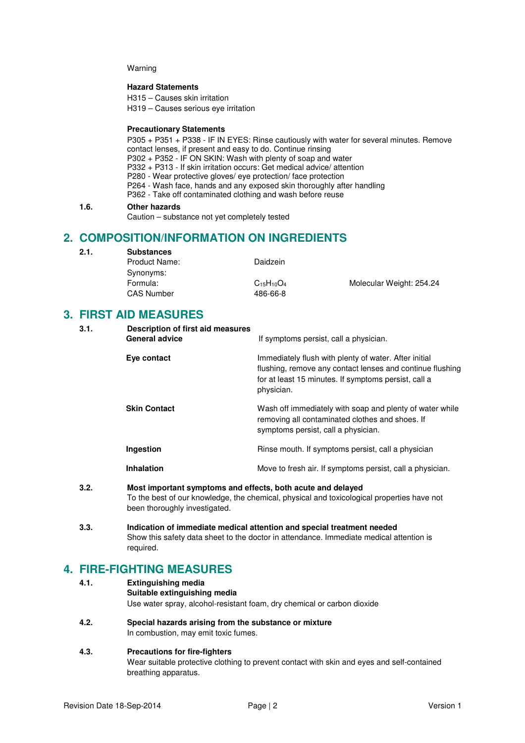Warning

**Hazard Statements**

H315 – Causes skin irritation
H319 – Causes serious eye irritation

**Precautionary Statements**

P305 + P351 + P338 - IF IN EYES: Rinse cautiously with water for several minutes. Remove contact lenses, if present and easy to do. Continue rinsing
P302 + P352 - IF ON SKIN: Wash with plenty of soap and water
P332 + P313 - If skin irritation occurs: Get medical advice/ attention
P280 - Wear protective gloves/ eye protection/ face protection
P264 - Wash face, hands and any exposed skin thoroughly after handling
P362 - Take off contaminated clothing and wash before reuse

**1.6. Other hazards**

Caution – substance not yet completely tested

## 2. COMPOSITION/INFORMATION ON INGREDIENTS

**2.1. Substances**

| | | |
|---|---|---|
| Product Name: | Daidzein | |
| Synonyms: | | |
| Formula: | $C_{15}H_{10}O_4$ | Molecular Weight: 254.24 |
| CAS Number | 486-66-8 | |

## 3. FIRST AID MEASURES

**3.1. Description of first aid measures**

| | |
|---|---|
| **General advice** | If symptoms persist, call a physician. |
| **Eye contact** | Immediately flush with plenty of water. After initial flushing, remove any contact lenses and continue flushing for at least 15 minutes. If symptoms persist, call a physician. |
| **Skin Contact** | Wash off immediately with soap and plenty of water while removing all contaminated clothes and shoes. If symptoms persist, call a physician. |
| **Ingestion** | Rinse mouth. If symptoms persist, call a physician |
| **Inhalation** | Move to fresh air. If symptoms persist, call a physician. |

**3.2. Most important symptoms and effects, both acute and delayed**

To the best of our knowledge, the chemical, physical and toxicological properties have not been thoroughly investigated.

**3.3. Indication of immediate medical attention and special treatment needed**

Show this safety data sheet to the doctor in attendance. Immediate medical attention is required.

## 4. FIRE-FIGHTING MEASURES

**4.1. Extinguishing media**

**Suitable extinguishing media**

Use water spray, alcohol-resistant foam, dry chemical or carbon dioxide

**4.2. Special hazards arising from the substance or mixture**

In combustion, may emit toxic fumes.

**4.3. Precautions for fire-fighters**

Wear suitable protective clothing to prevent contact with skin and eyes and self-contained breathing apparatus.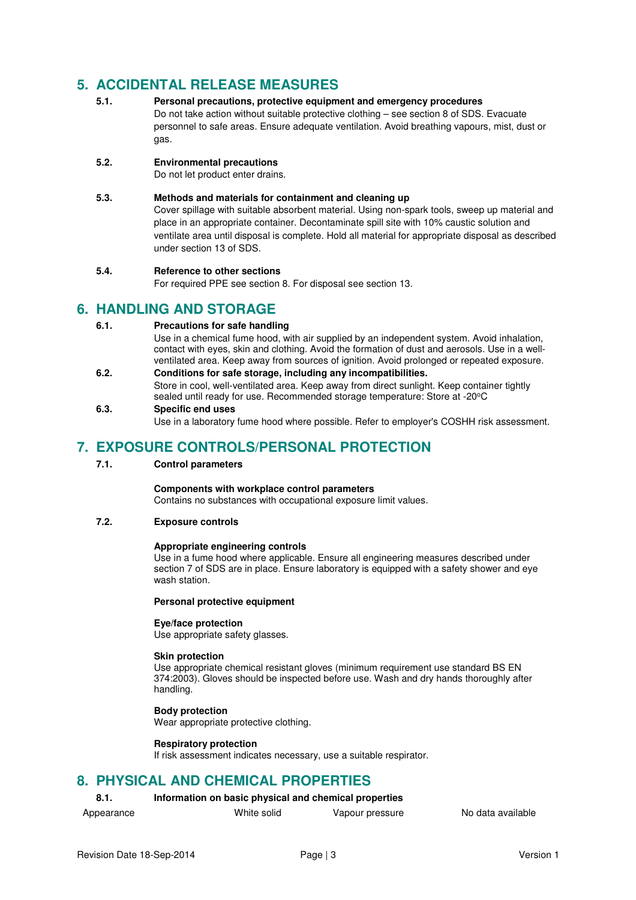## 5. ACCIDENTAL RELEASE MEASURES

**5.1. Personal precautions, protective equipment and emergency procedures**

Do not take action without suitable protective clothing – see section 8 of SDS. Evacuate personnel to safe areas. Ensure adequate ventilation. Avoid breathing vapours, mist, dust or gas.

**5.2. Environmental precautions**

Do not let product enter drains.

**5.3. Methods and materials for containment and cleaning up**

Cover spillage with suitable absorbent material. Using non-spark tools, sweep up material and place in an appropriate container. Decontaminate spill site with 10% caustic solution and ventilate area until disposal is complete. Hold all material for appropriate disposal as described under section 13 of SDS.

**5.4. Reference to other sections**

For required PPE see section 8. For disposal see section 13.

## 6. HANDLING AND STORAGE

**6.1. Precautions for safe handling**

Use in a chemical fume hood, with air supplied by an independent system. Avoid inhalation, contact with eyes, skin and clothing. Avoid the formation of dust and aerosols. Use in a well-ventilated area. Keep away from sources of ignition. Avoid prolonged or repeated exposure.

**6.2. Conditions for safe storage, including any incompatibilities.**

Store in cool, well-ventilated area. Keep away from direct sunlight. Keep container tightly sealed until ready for use. Recommended storage temperature: Store at -20ºC

**6.3. Specific end uses**

Use in a laboratory fume hood where possible. Refer to employer's COSHH risk assessment.

## 7. EXPOSURE CONTROLS/PERSONAL PROTECTION

**7.1. Control parameters**

**Components with workplace control parameters**

Contains no substances with occupational exposure limit values.

**7.2. Exposure controls**

**Appropriate engineering controls**

Use in a fume hood where applicable. Ensure all engineering measures described under section 7 of SDS are in place. Ensure laboratory is equipped with a safety shower and eye wash station.

**Personal protective equipment**

**Eye/face protection**

Use appropriate safety glasses.

**Skin protection**

Use appropriate chemical resistant gloves (minimum requirement use standard BS EN 374:2003). Gloves should be inspected before use. Wash and dry hands thoroughly after handling.

**Body protection**

Wear appropriate protective clothing.

**Respiratory protection**

If risk assessment indicates necessary, use a suitable respirator.

## 8. PHYSICAL AND CHEMICAL PROPERTIES

**8.1. Information on basic physical and chemical properties**

| | | | |
|---|---|---|---|
| Appearance | White solid | Vapour pressure | No data available |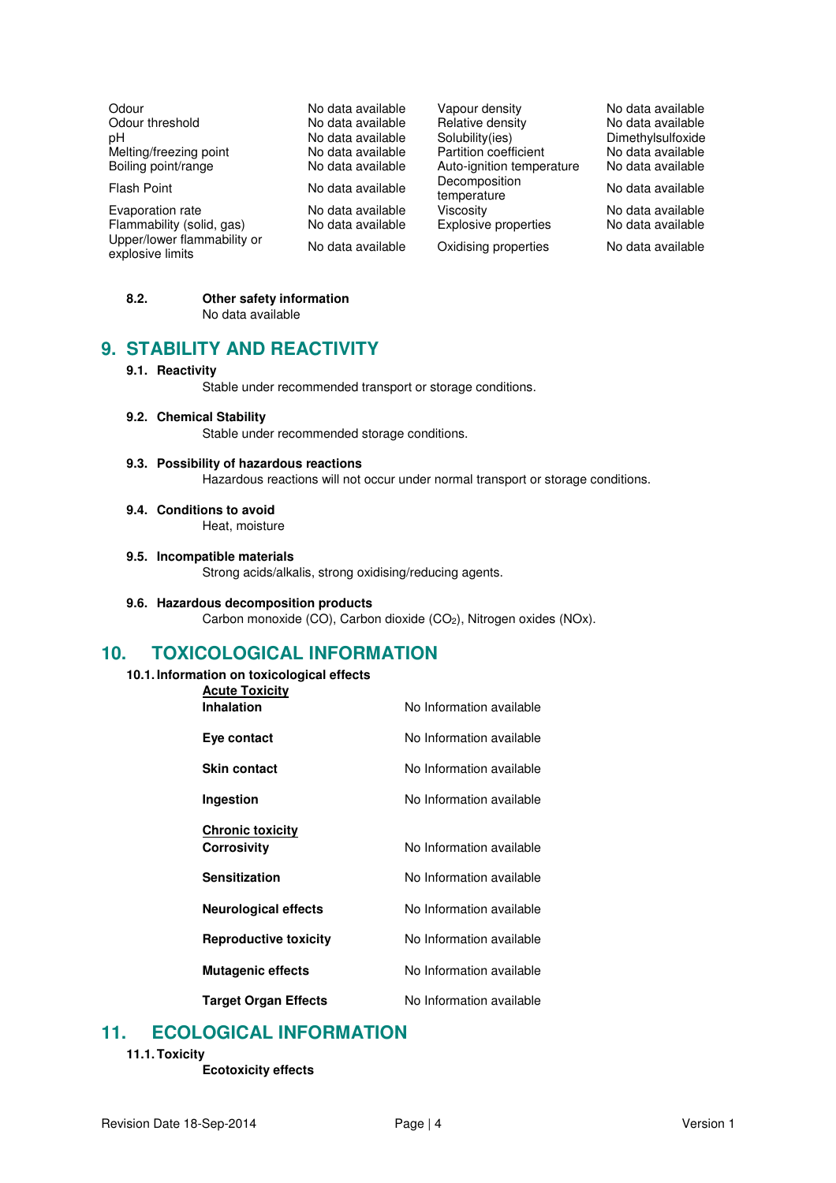| | | | |
|---|---|---|---|
| Odour | No data available | Vapour density | No data available |
| Odour threshold | No data available | Relative density | No data available |
| pH | No data available | Solubility(ies) | Dimethylsulfoxide |
| Melting/freezing point | No data available | Partition coefficient | No data available |
| Boiling point/range | No data available | Auto-ignition temperature | No data available |
| Flash Point | No data available | Decomposition temperature | No data available |
| Evaporation rate | No data available | Viscosity | No data available |
| Flammability (solid, gas) | No data available | Explosive properties | No data available |
| Upper/lower flammability or explosive limits | No data available | Oxidising properties | No data available |

### 8.2. Other safety information

No data available

## 9. STABILITY AND REACTIVITY

### 9.1. Reactivity

Stable under recommended transport or storage conditions.

### 9.2. Chemical Stability

Stable under recommended storage conditions.

### 9.3. Possibility of hazardous reactions

Hazardous reactions will not occur under normal transport or storage conditions.

### 9.4. Conditions to avoid

Heat, moisture

### 9.5. Incompatible materials

Strong acids/alkalis, strong oxidising/reducing agents.

### 9.6. Hazardous decomposition products

Carbon monoxide (CO), Carbon dioxide ($CO_2$), Nitrogen oxides (NOx).

## 10. TOXICOLOGICAL INFORMATION

### 10.1. Information on toxicological effects

**Acute Toxicity**

| | |
|---|---|
| **Inhalation** | No Information available |
| **Eye contact** | No Information available |
| **Skin contact** | No Information available |
| **Ingestion** | No Information available |

**Chronic toxicity**

| | |
|---|---|
| **Corrosivity** | No Information available |
| **Sensitization** | No Information available |
| **Neurological effects** | No Information available |
| **Reproductive toxicity** | No Information available |
| **Mutagenic effects** | No Information available |
| **Target Organ Effects** | No Information available |

## 11. ECOLOGICAL INFORMATION

### 11.1. Toxicity

**Ecotoxicity effects**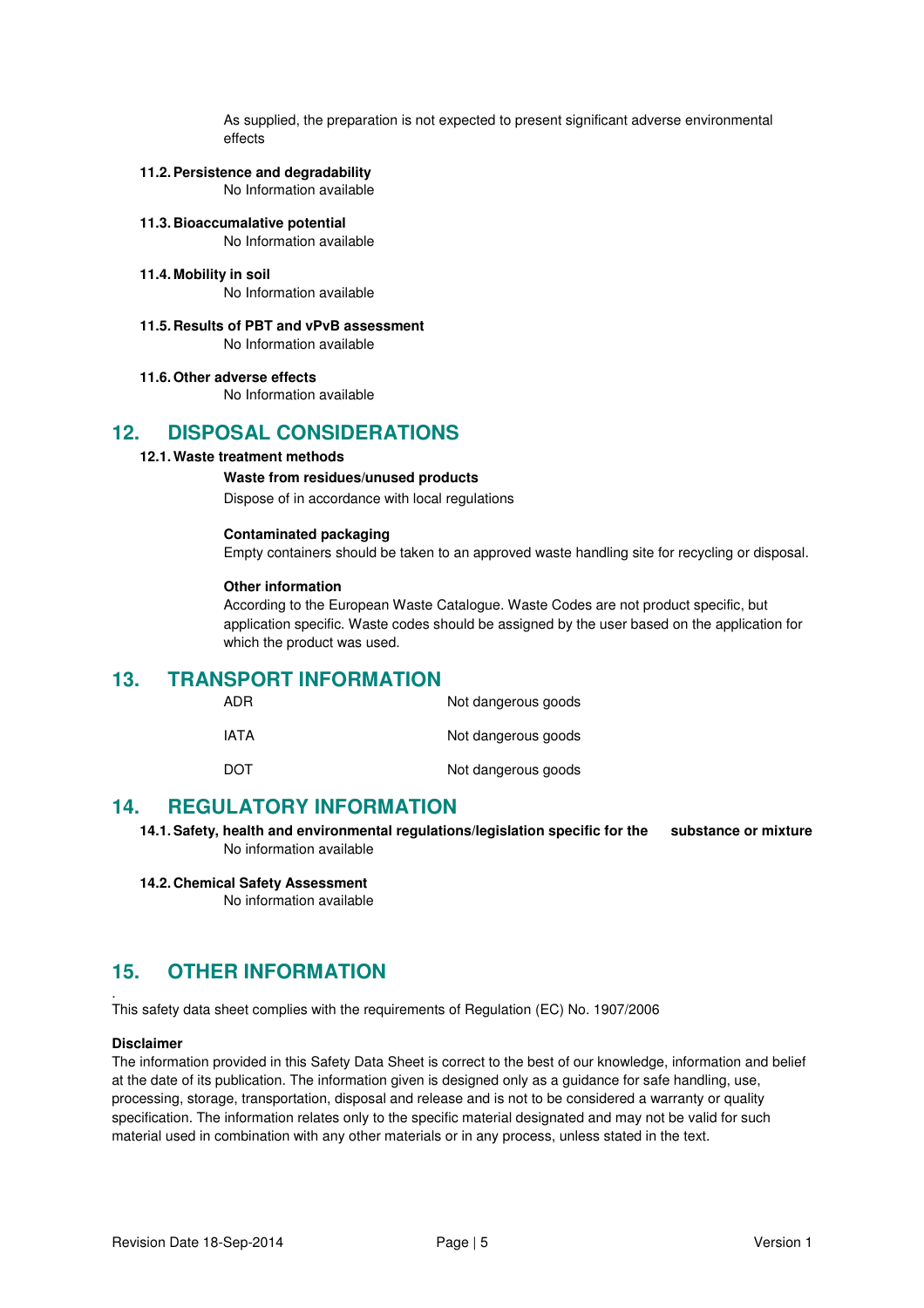As supplied, the preparation is not expected to present significant adverse environmental effects

**11.2. Persistence and degradability**

No Information available

**11.3. Bioaccumalative potential**

No Information available

**11.4. Mobility in soil**

No Information available

**11.5. Results of PBT and vPvB assessment**

No Information available

**11.6. Other adverse effects**

No Information available

## 12. DISPOSAL CONSIDERATIONS

**12.1. Waste treatment methods**

**Waste from residues/unused products**

Dispose of in accordance with local regulations

**Contaminated packaging**

Empty containers should be taken to an approved waste handling site for recycling or disposal.

**Other information**

According to the European Waste Catalogue. Waste Codes are not product specific, but application specific. Waste codes should be assigned by the user based on the application for which the product was used.

## 13. TRANSPORT INFORMATION

| | |
|---|---|
| ADR | Not dangerous goods |
| IATA | Not dangerous goods |
| DOT | Not dangerous goods |

## 14. REGULATORY INFORMATION

**14.1. Safety, health and environmental regulations/legislation specific for the substance or mixture**

No information available

**14.2. Chemical Safety Assessment**

No information available

## 15. OTHER INFORMATION

This safety data sheet complies with the requirements of Regulation (EC) No. 1907/2006

**Disclaimer**

The information provided in this Safety Data Sheet is correct to the best of our knowledge, information and belief at the date of its publication. The information given is designed only as a guidance for safe handling, use, processing, storage, transportation, disposal and release and is not to be considered a warranty or quality specification. The information relates only to the specific material designated and may not be valid for such material used in combination with any other materials or in any process, unless stated in the text.